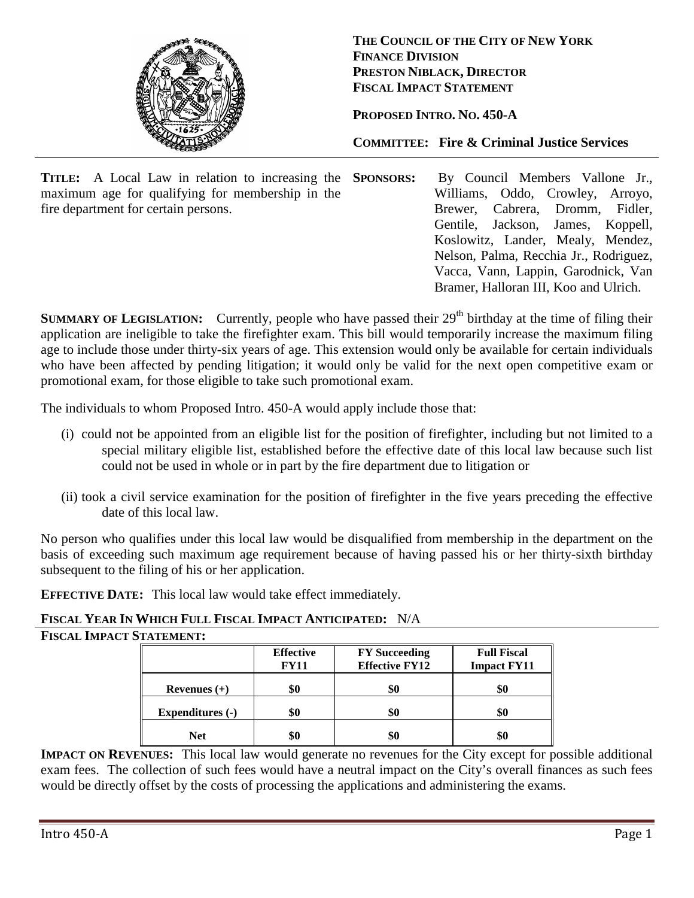**THE COUNCIL OF THE CITY OF NEW YORK**
**FINANCE DIVISION**
**PRESTON NIBLACK, DIRECTOR**
**FISCAL IMPACT STATEMENT**

**PROPOSED INTRO. NO. 450-A**

**COMMITTEE: Fire & Criminal Justice Services**

**TITLE:** A Local Law in relation to increasing the maximum age for qualifying for membership in the fire department for certain persons.

**SPONSORS:** By Council Members Vallone Jr., Williams, Oddo, Crowley, Arroyo, Brewer, Cabrera, Dromm, Fidler, Gentile, Jackson, James, Koppell, Koslowitz, Lander, Mealy, Mendez, Nelson, Palma, Recchia Jr., Rodriguez, Vacca, Vann, Lappin, Garodnick, Van Bramer, Halloran III, Koo and Ulrich.

**SUMMARY OF LEGISLATION:** Currently, people who have passed their 29th birthday at the time of filing their application are ineligible to take the firefighter exam. This bill would temporarily increase the maximum filing age to include those under thirty-six years of age. This extension would only be available for certain individuals who have been affected by pending litigation; it would only be valid for the next open competitive exam or promotional exam, for those eligible to take such promotional exam.

The individuals to whom Proposed Intro. 450-A would apply include those that:

(i) could not be appointed from an eligible list for the position of firefighter, including but not limited to a special military eligible list, established before the effective date of this local law because such list could not be used in whole or in part by the fire department due to litigation or

(ii) took a civil service examination for the position of firefighter in the five years preceding the effective date of this local law.

No person who qualifies under this local law would be disqualified from membership in the department on the basis of exceeding such maximum age requirement because of having passed his or her thirty-sixth birthday subsequent to the filing of his or her application.

**EFFECTIVE DATE:** This local law would take effect immediately.

**FISCAL YEAR IN WHICH FULL FISCAL IMPACT ANTICIPATED:** N/A

**FISCAL IMPACT STATEMENT:**

| | Effective FY11 | FY Succeeding Effective FY12 | Full Fiscal Impact FY11 |
|---|---|---|---|
| **Revenues (+)** | **$0** | **$0** | **$0** |
| **Expenditures (-)** | **$0** | **$0** | **$0** |
| **Net** | **$0** | **$0** | **$0** |

**IMPACT ON REVENUES:** This local law would generate no revenues for the City except for possible additional exam fees. The collection of such fees would have a neutral impact on the City's overall finances as such fees would be directly offset by the costs of processing the applications and administering the exams.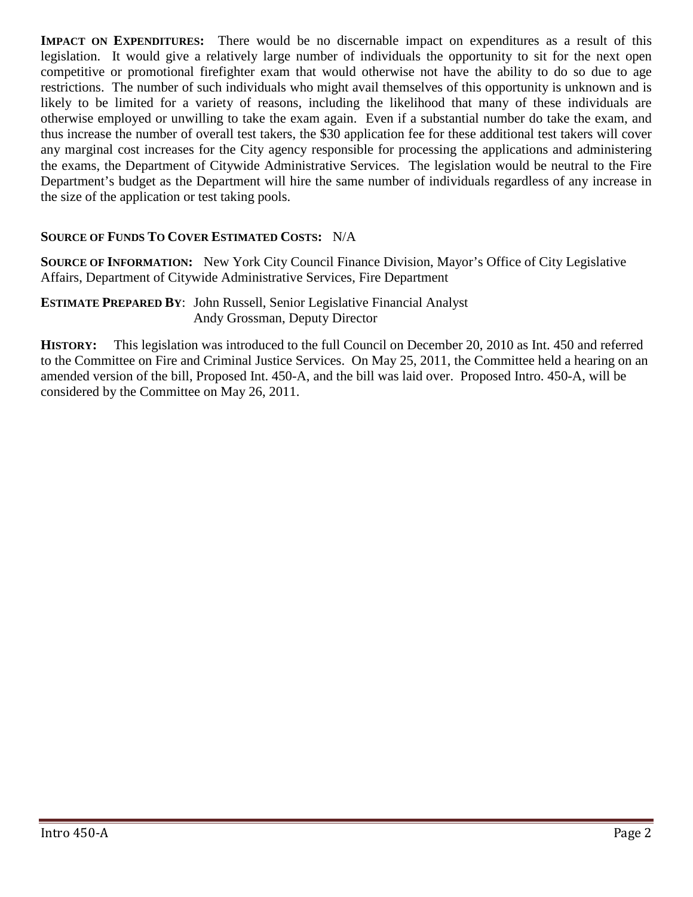**IMPACT ON EXPENDITURES:** There would be no discernable impact on expenditures as a result of this legislation. It would give a relatively large number of individuals the opportunity to sit for the next open competitive or promotional firefighter exam that would otherwise not have the ability to do so due to age restrictions. The number of such individuals who might avail themselves of this opportunity is unknown and is likely to be limited for a variety of reasons, including the likelihood that many of these individuals are otherwise employed or unwilling to take the exam again. Even if a substantial number do take the exam, and thus increase the number of overall test takers, the $30 application fee for these additional test takers will cover any marginal cost increases for the City agency responsible for processing the applications and administering the exams, the Department of Citywide Administrative Services. The legislation would be neutral to the Fire Department's budget as the Department will hire the same number of individuals regardless of any increase in the size of the application or test taking pools.

**SOURCE OF FUNDS TO COVER ESTIMATED COSTS:** N/A

**SOURCE OF INFORMATION:** New York City Council Finance Division, Mayor's Office of City Legislative Affairs, Department of Citywide Administrative Services, Fire Department

**ESTIMATE PREPARED BY**: John Russell, Senior Legislative Financial Analyst
Andy Grossman, Deputy Director

**HISTORY:** This legislation was introduced to the full Council on December 20, 2010 as Int. 450 and referred to the Committee on Fire and Criminal Justice Services. On May 25, 2011, the Committee held a hearing on an amended version of the bill, Proposed Int. 450-A, and the bill was laid over. Proposed Intro. 450-A, will be considered by the Committee on May 26, 2011.